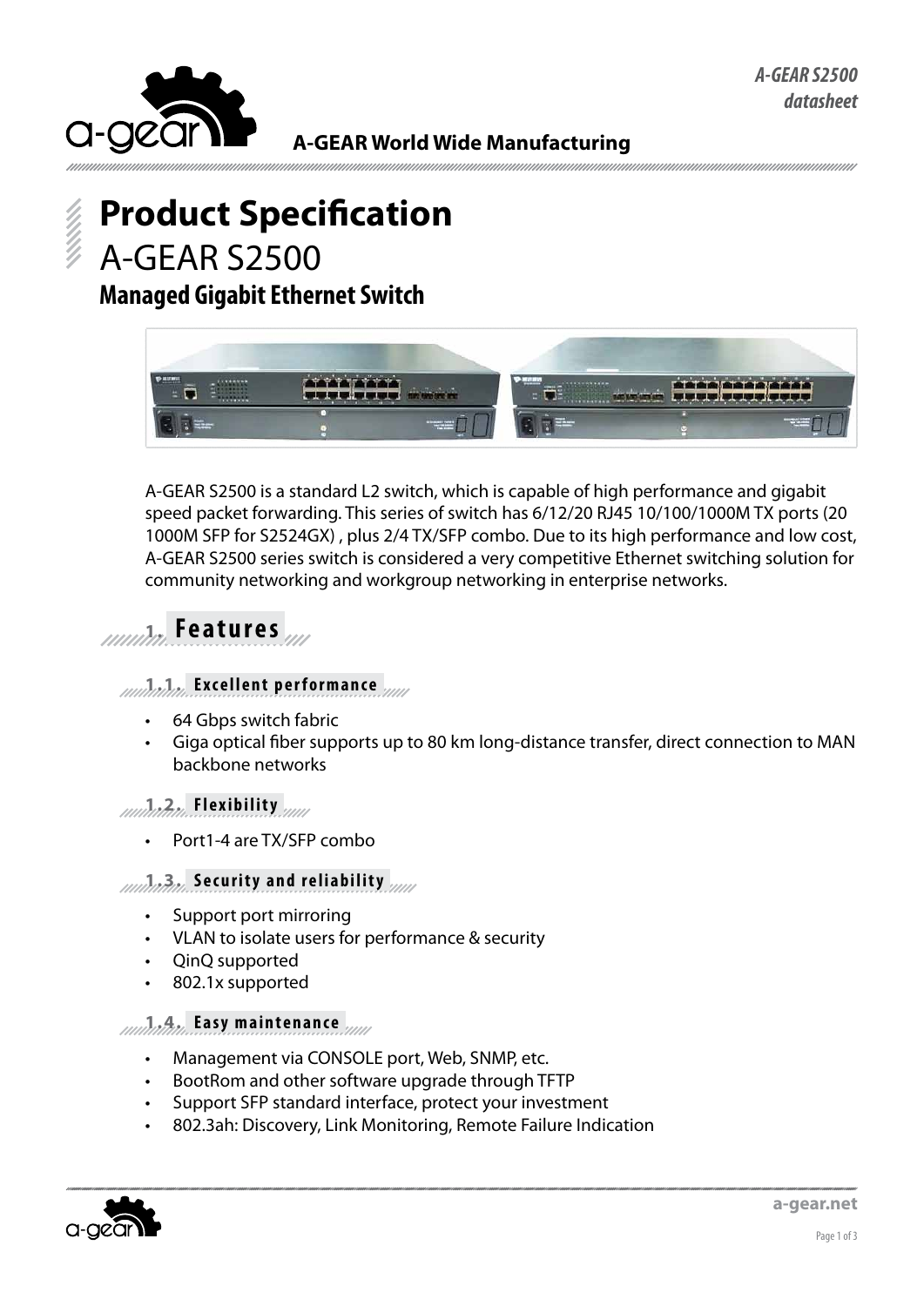**A-GEAR World Wide Manufacturing**

# Product Specification

## A-GEAR S2500

### Managed Gigabit Ethernet Switch

A-GEAR S2500 is a standard L2 switch, which is capable of high performance and gigabit speed packet forwarding. This series of switch has 6/12/20 RJ45 10/100/1000M TX ports (20 1000M SFP for S2524GX) , plus 2/4 TX/SFP combo. Due to its high performance and low cost, A-GEAR S2500 series switch is considered a very competitive Ethernet switching solution for community networking and workgroup networking in enterprise networks.

## 1. Features

### 1.1. Excellent performance

- 64 Gbps switch fabric
- Giga optical fiber supports up to 80 km long-distance transfer, direct connection to MAN backbone networks

### 1.2. Flexibility

- Port1-4 are TX/SFP combo

### 1.3. Security and reliability

- Support port mirroring
- VLAN to isolate users for performance & security
- QinQ supported
- 802.1x supported

### 1.4. Easy maintenance

- Management via CONSOLE port, Web, SNMP, etc.
- BootRom and other software upgrade through TFTP
- Support SFP standard interface, protect your investment
- 802.3ah: Discovery, Link Monitoring, Remote Failure Indication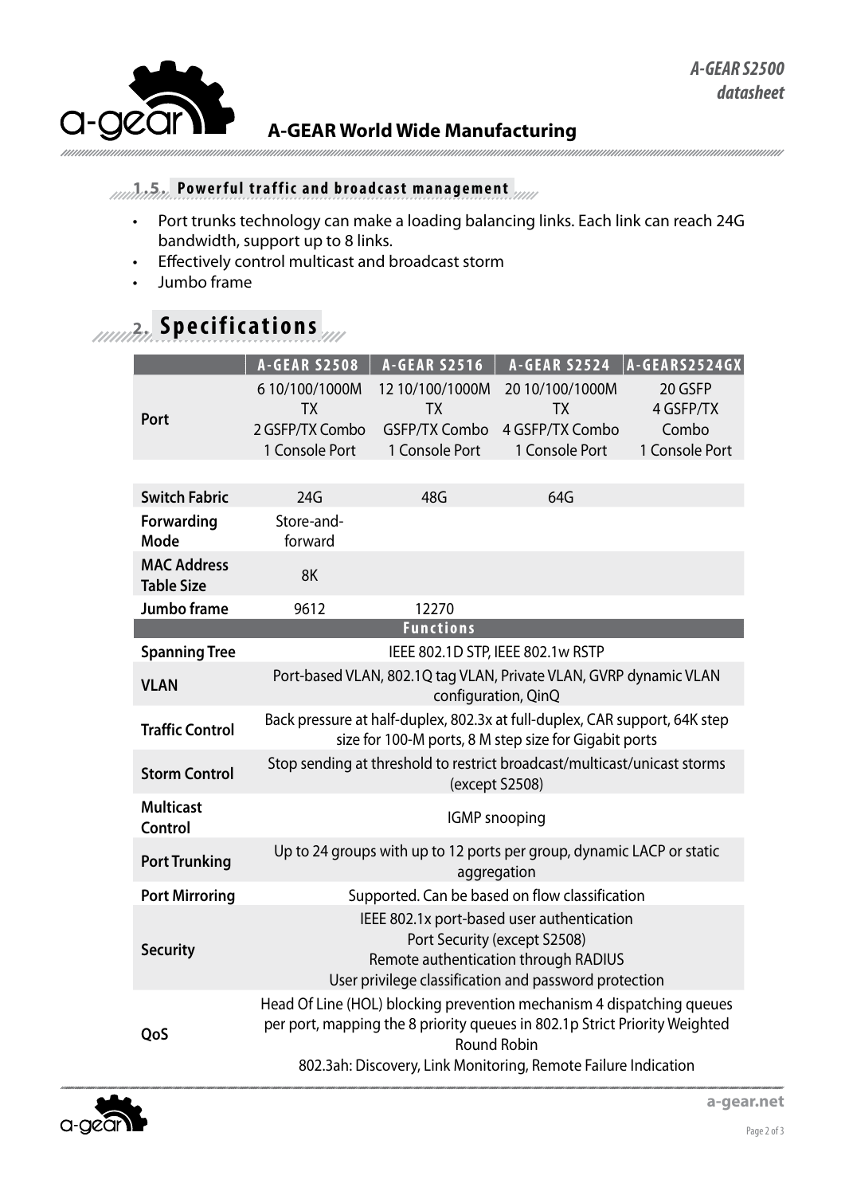### 1.5. Powerful traffic and broadcast management

- Port trunks technology can make a loading balancing links. Each link can reach 24G bandwidth, support up to 8 links.
- Effectively control multicast and broadcast storm
- Jumbo frame

## 2. Specifications

| | A-GEAR S2508 | A-GEAR S2516 | A-GEAR S2524 | A-GEARS2524GX |
|---|---|---|---|---|
| **Port** | 6 10/100/1000M TX<br>2 GSFP/TX Combo<br>1 Console Port | 12 10/100/1000M TX<br>GSFP/TX Combo<br>1 Console Port | 20 10/100/1000M TX<br>4 GSFP/TX Combo<br>1 Console Port | 20 GSFP<br>4 GSFP/TX Combo<br>1 Console Port |
| **Switch Fabric** | 24G | 48G | 64G | |
| **Forwarding Mode** | Store-and-forward | | | |
| **MAC Address Table Size** | 8K | | | |
| **Jumbo frame** | 9612 | 12270 | | |
| **Functions** | | | | |
| **Spanning Tree** | IEEE 802.1D STP, IEEE 802.1w RSTP | | | |
| **VLAN** | Port-based VLAN, 802.1Q tag VLAN, Private VLAN, GVRP dynamic VLAN configuration, QinQ | | | |
| **Traffic Control** | Back pressure at half-duplex, 802.3x at full-duplex, CAR support, 64K step size for 100-M ports, 8 M step size for Gigabit ports | | | |
| **Storm Control** | Stop sending at threshold to restrict broadcast/multicast/unicast storms (except S2508) | | | |
| **Multicast Control** | IGMP snooping | | | |
| **Port Trunking** | Up to 24 groups with up to 12 ports per group, dynamic LACP or static aggregation | | | |
| **Port Mirroring** | Supported. Can be based on flow classification | | | |
| **Security** | IEEE 802.1x port-based user authentication<br>Port Security (except S2508)<br>Remote authentication through RADIUS<br>User privilege classification and password protection | | | |
| **QoS** | Head Of Line (HOL) blocking prevention mechanism 4 dispatching queues per port, mapping the 8 priority queues in 802.1p Strict Priority Weighted Round Robin<br>802.3ah: Discovery, Link Monitoring, Remote Failure Indication | | | |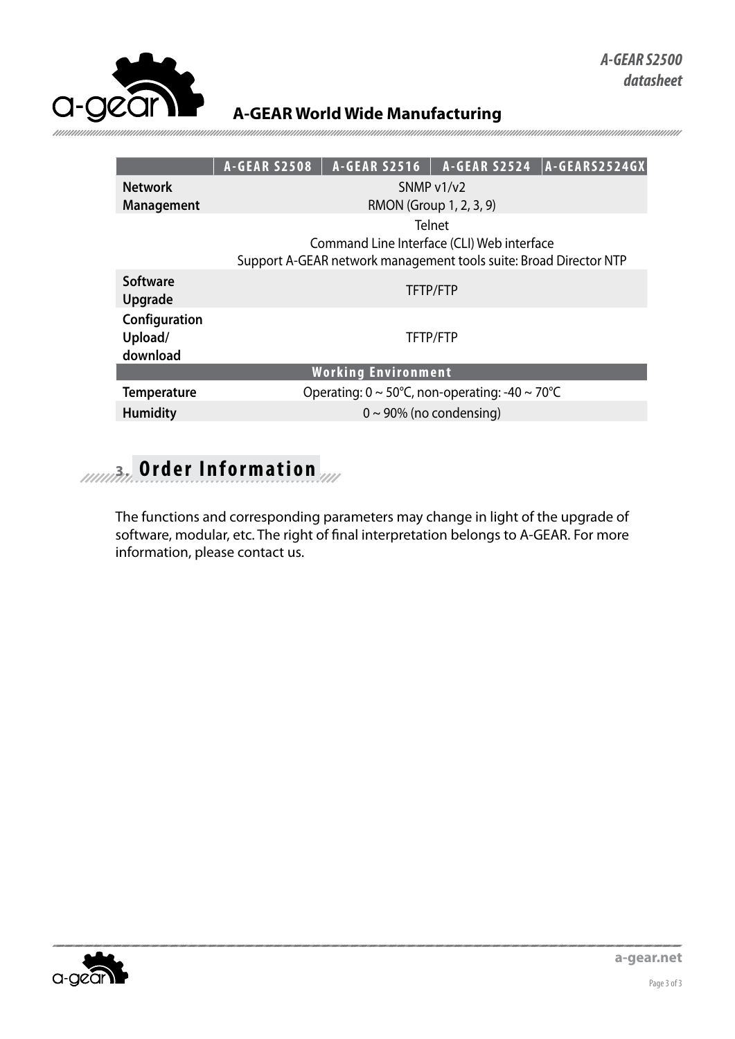| | A-GEAR S2508 | A-GEAR S2516 | A-GEAR S2524 | A-GEARS2524GX |
|---|---|---|---|---|
| **Network Management** | SNMP v1/v2<br>RMON (Group 1, 2, 3, 9) | | | |
| | Telnet<br>Command Line Interface (CLI) Web interface<br>Support A-GEAR network management tools suite: Broad Director NTP | | | |
| **Software Upgrade** | TFTP/FTP | | | |
| **Configuration Upload/ download** | TFTP/FTP | | | |
| **Working Environment** | | | | |
| **Temperature** | Operating: 0 ~ 50°C, non-operating: -40 ~ 70°C | | | |
| **Humidity** | 0 ~ 90% (no condensing) | | | |

## 3. Order Information

The functions and corresponding parameters may change in light of the upgrade of software, modular, etc. The right of final interpretation belongs to A-GEAR. For more information, please contact us.